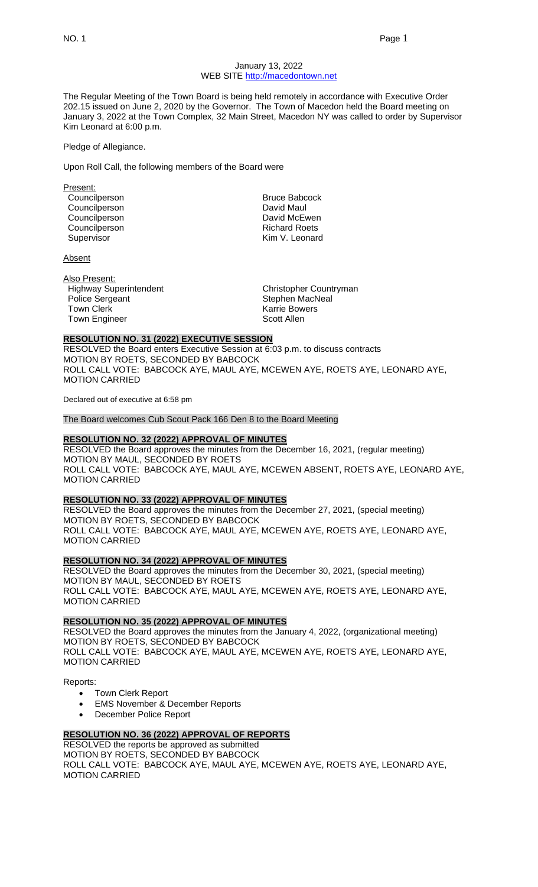January 13, 2022
WEB SITE http://macedontown.net

The Regular Meeting of the Town Board is being held remotely in accordance with Executive Order 202.15 issued on June 2, 2020 by the Governor. The Town of Macedon held the Board meeting on January 3, 2022 at the Town Complex, 32 Main Street, Macedon NY was called to order by Supervisor Kim Leonard at 6:00 p.m.

Pledge of Allegiance.

Upon Roll Call, the following members of the Board were

Present:

| | |
|---|---|
| Councilperson | Bruce Babcock |
| Councilperson | David Maul |
| Councilperson | David McEwen |
| Councilperson | Richard Roets |
| Supervisor | Kim V. Leonard |

Absent

Also Present:

| | |
|---|---|
| Highway Superintendent | Christopher Countryman |
| Police Sergeant | Stephen MacNeal |
| Town Clerk | Karrie Bowers |
| Town Engineer | Scott Allen |

**RESOLUTION NO. 31 (2022) EXECUTIVE SESSION**

RESOLVED the Board enters Executive Session at 6:03 p.m. to discuss contracts
MOTION BY ROETS, SECONDED BY BABCOCK
ROLL CALL VOTE: BABCOCK AYE, MAUL AYE, MCEWEN AYE, ROETS AYE, LEONARD AYE, MOTION CARRIED

Declared out of executive at 6:58 pm

The Board welcomes Cub Scout Pack 166 Den 8 to the Board Meeting

**RESOLUTION NO. 32 (2022) APPROVAL OF MINUTES**

RESOLVED the Board approves the minutes from the December 16, 2021, (regular meeting)
MOTION BY MAUL, SECONDED BY ROETS
ROLL CALL VOTE: BABCOCK AYE, MAUL AYE, MCEWEN ABSENT, ROETS AYE, LEONARD AYE, MOTION CARRIED

**RESOLUTION NO. 33 (2022) APPROVAL OF MINUTES**

RESOLVED the Board approves the minutes from the December 27, 2021, (special meeting)
MOTION BY ROETS, SECONDED BY BABCOCK
ROLL CALL VOTE: BABCOCK AYE, MAUL AYE, MCEWEN AYE, ROETS AYE, LEONARD AYE, MOTION CARRIED

**RESOLUTION NO. 34 (2022) APPROVAL OF MINUTES**

RESOLVED the Board approves the minutes from the December 30, 2021, (special meeting)
MOTION BY MAUL, SECONDED BY ROETS
ROLL CALL VOTE: BABCOCK AYE, MAUL AYE, MCEWEN AYE, ROETS AYE, LEONARD AYE, MOTION CARRIED

**RESOLUTION NO. 35 (2022) APPROVAL OF MINUTES**

RESOLVED the Board approves the minutes from the January 4, 2022, (organizational meeting)
MOTION BY ROETS, SECONDED BY BABCOCK
ROLL CALL VOTE: BABCOCK AYE, MAUL AYE, MCEWEN AYE, ROETS AYE, LEONARD AYE, MOTION CARRIED

Reports:

- Town Clerk Report
- EMS November & December Reports
- December Police Report

**RESOLUTION NO. 36 (2022) APPROVAL OF REPORTS**

RESOLVED the reports be approved as submitted
MOTION BY ROETS, SECONDED BY BABCOCK
ROLL CALL VOTE: BABCOCK AYE, MAUL AYE, MCEWEN AYE, ROETS AYE, LEONARD AYE, MOTION CARRIED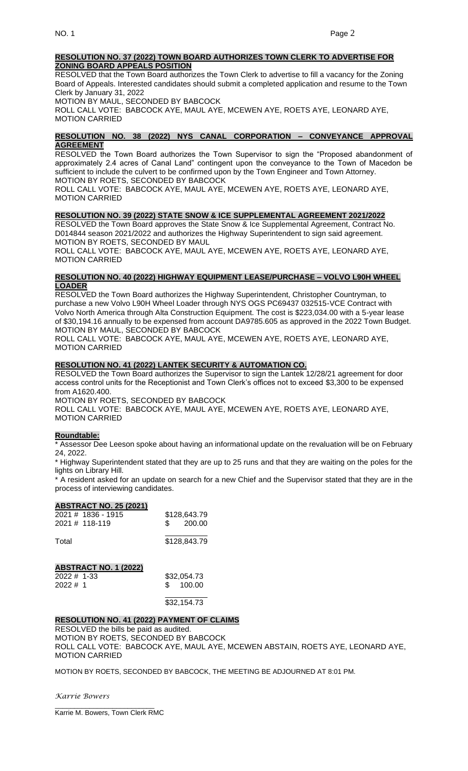**RESOLUTION NO. 37 (2022) TOWN BOARD AUTHORIZES TOWN CLERK TO ADVERTISE FOR ZONING BOARD APPEALS POSITION**

RESOLVED that the Town Board authorizes the Town Clerk to advertise to fill a vacancy for the Zoning Board of Appeals. Interested candidates should submit a completed application and resume to the Town Clerk by January 31, 2022

MOTION BY MAUL, SECONDED BY BABCOCK

ROLL CALL VOTE: BABCOCK AYE, MAUL AYE, MCEWEN AYE, ROETS AYE, LEONARD AYE, MOTION CARRIED

**RESOLUTION NO. 38 (2022) NYS CANAL CORPORATION – CONVEYANCE APPROVAL AGREEMENT**

RESOLVED the Town Board authorizes the Town Supervisor to sign the "Proposed abandonment of approximately 2.4 acres of Canal Land" contingent upon the conveyance to the Town of Macedon be sufficient to include the culvert to be confirmed upon by the Town Engineer and Town Attorney.

MOTION BY ROETS, SECONDED BY BABCOCK

ROLL CALL VOTE: BABCOCK AYE, MAUL AYE, MCEWEN AYE, ROETS AYE, LEONARD AYE, MOTION CARRIED

**RESOLUTION NO. 39 (2022) STATE SNOW & ICE SUPPLEMENTAL AGREEMENT 2021/2022**

RESOLVED the Town Board approves the State Snow & Ice Supplemental Agreement, Contract No. D014844 season 2021/2022 and authorizes the Highway Superintendent to sign said agreement.

MOTION BY ROETS, SECONDED BY MAUL

ROLL CALL VOTE: BABCOCK AYE, MAUL AYE, MCEWEN AYE, ROETS AYE, LEONARD AYE, MOTION CARRIED

**RESOLUTION NO. 40 (2022) HIGHWAY EQUIPMENT LEASE/PURCHASE – VOLVO L90H WHEEL LOADER**

RESOLVED the Town Board authorizes the Highway Superintendent, Christopher Countryman, to purchase a new Volvo L90H Wheel Loader through NYS OGS PC69437 032515-VCE Contract with Volvo North America through Alta Construction Equipment. The cost is $223,034.00 with a 5-year lease of $30,194.16 annually to be expensed from account DA9785.605 as approved in the 2022 Town Budget.

MOTION BY MAUL, SECONDED BY BABCOCK

ROLL CALL VOTE: BABCOCK AYE, MAUL AYE, MCEWEN AYE, ROETS AYE, LEONARD AYE, MOTION CARRIED

**RESOLUTION NO. 41 (2022) LANTEK SECURITY & AUTOMATION CO.**

RESOLVED the Town Board authorizes the Supervisor to sign the Lantek 12/28/21 agreement for door access control units for the Receptionist and Town Clerk's offices not to exceed $3,300 to be expensed from A1620.400.

MOTION BY ROETS, SECONDED BY BABCOCK

ROLL CALL VOTE: BABCOCK AYE, MAUL AYE, MCEWEN AYE, ROETS AYE, LEONARD AYE, MOTION CARRIED

**Roundtable:**

* Assessor Dee Leeson spoke about having an informational update on the revaluation will be on February 24, 2022.
* Highway Superintendent stated that they are up to 25 runs and that they are waiting on the poles for the lights on Library Hill.
* A resident asked for an update on search for a new Chief and the Supervisor stated that they are in the process of interviewing candidates.

**ABSTRACT NO. 25 (2021)**

| | |
|---|---|
| 2021 # 1836 - 1915 | $128,643.79 |
| 2021 # 118-119 | $ 200.00 |
| Total | $128,843.79 |

**ABSTRACT NO. 1 (2022)**

| | |
|---|---|
| 2022 # 1-33 | $32,054.73 |
| 2022 # 1 | $ 100.00 |
| | $32,154.73 |

**RESOLUTION NO. 41 (2022) PAYMENT OF CLAIMS**

RESOLVED the bills be paid as audited.

MOTION BY ROETS, SECONDED BY BABCOCK

ROLL CALL VOTE: BABCOCK AYE, MAUL AYE, MCEWEN ABSTAIN, ROETS AYE, LEONARD AYE, MOTION CARRIED

MOTION BY ROETS, SECONDED BY BABCOCK, THE MEETING BE ADJOURNED AT 8:01 PM.

*Karrie Bowers*

Karrie M. Bowers, Town Clerk RMC